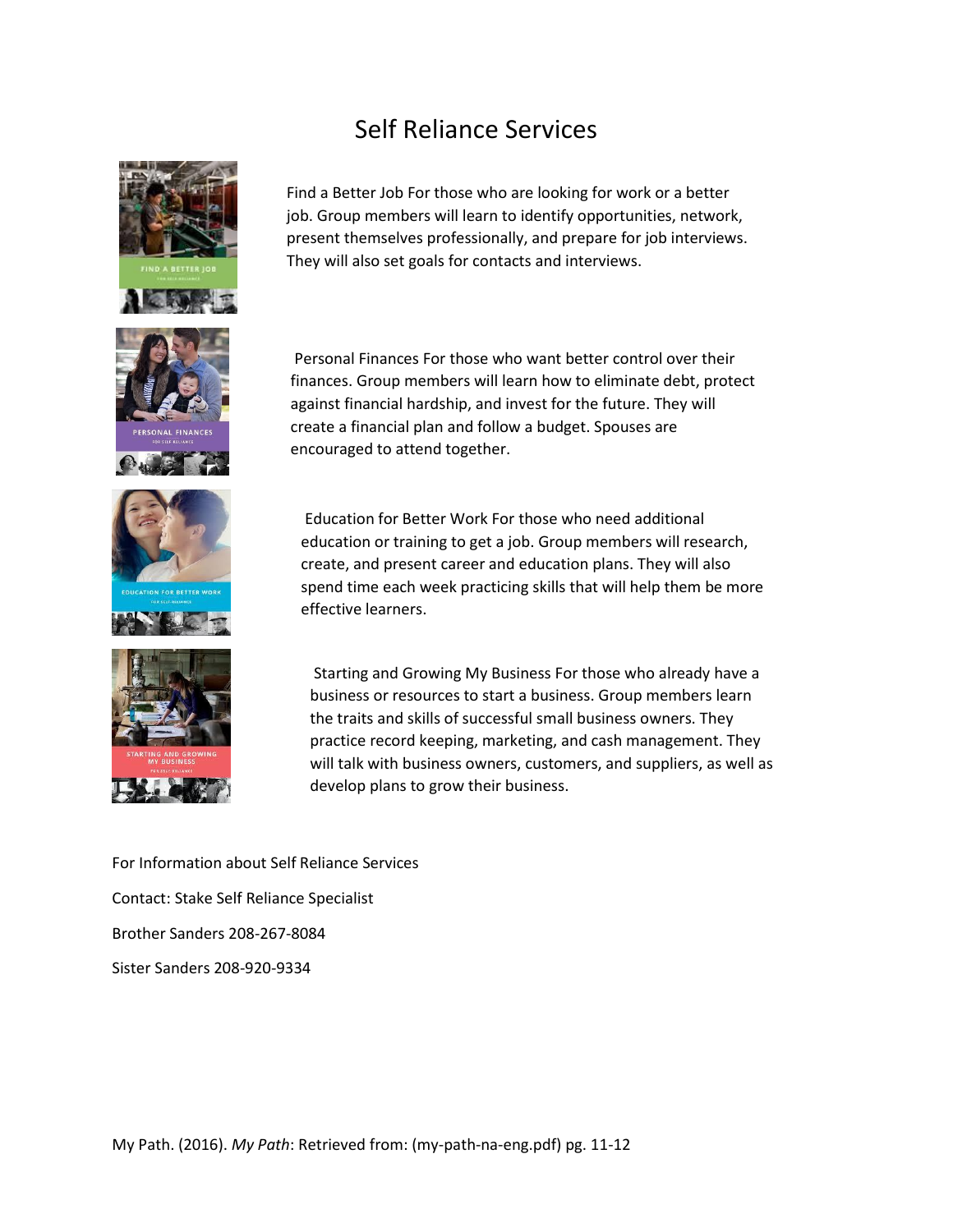# Self Reliance Services

Find a Better Job For those who are looking for work or a better job. Group members will learn to identify opportunities, network, present themselves professionally, and prepare for job interviews. They will also set goals for contacts and interviews.

Personal Finances For those who want better control over their finances. Group members will learn how to eliminate debt, protect against financial hardship, and invest for the future. They will create a financial plan and follow a budget. Spouses are encouraged to attend together.

Education for Better Work For those who need additional education or training to get a job. Group members will research, create, and present career and education plans. They will also spend time each week practicing skills that will help them be more effective learners.

Starting and Growing My Business For those who already have a business or resources to start a business. Group members learn the traits and skills of successful small business owners. They practice record keeping, marketing, and cash management. They will talk with business owners, customers, and suppliers, as well as develop plans to grow their business.

For Information about Self Reliance Services

Contact: Stake Self Reliance Specialist

Brother Sanders 208-267-8084

Sister Sanders 208-920-9334

My Path. (2016). *My Path*: Retrieved from: (my-path-na-eng.pdf) pg. 11-12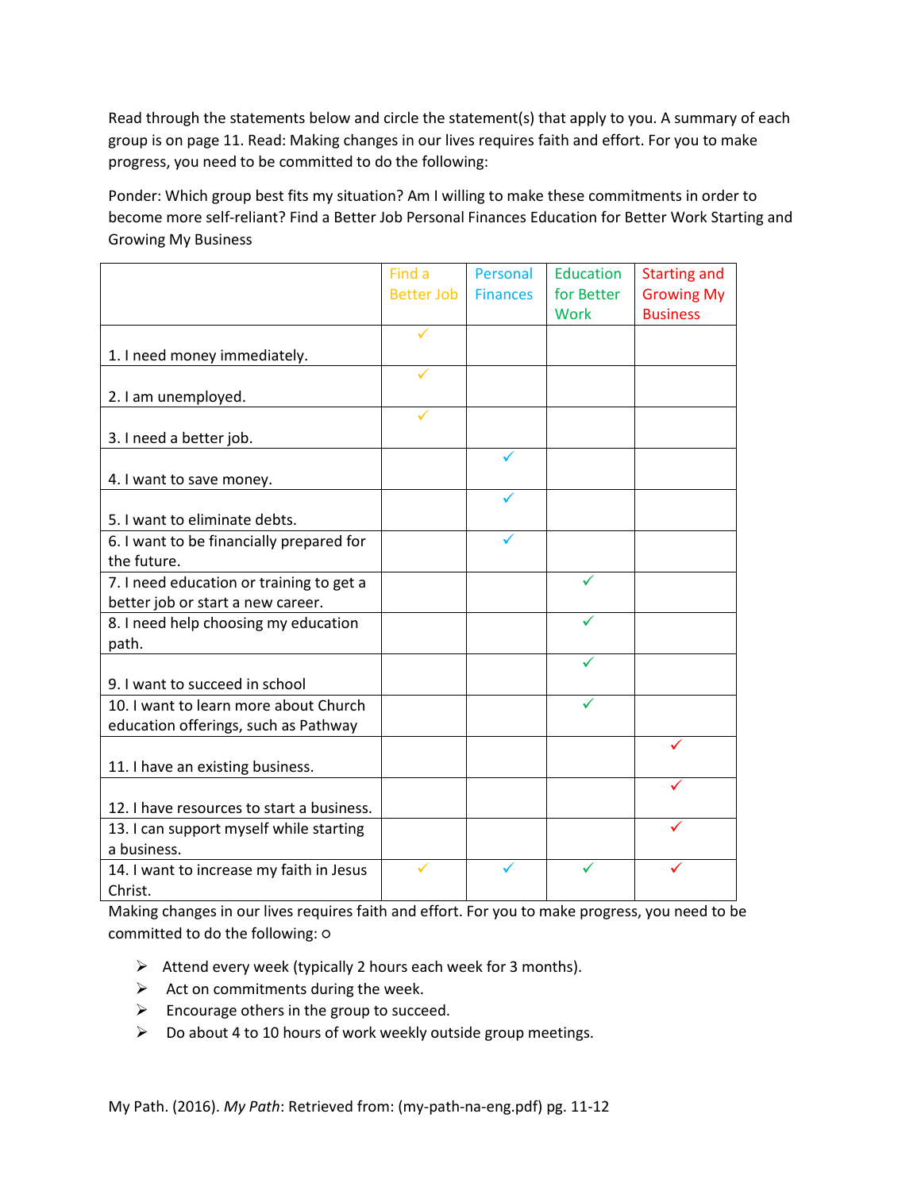Read through the statements below and circle the statement(s) that apply to you. A summary of each group is on page 11. Read: Making changes in our lives requires faith and effort. For you to make progress, you need to be committed to do the following:

Ponder: Which group best fits my situation? Am I willing to make these commitments in order to become more self-reliant? Find a Better Job Personal Finances Education for Better Work Starting and Growing My Business

| | Find a Better Job | Personal Finances | Education for Better Work | Starting and Growing My Business |
|---|---|---|---|---|
| 1. I need money immediately. | ✓ | | | |
| 2. I am unemployed. | ✓ | | | |
| 3. I need a better job. | ✓ | | | |
| 4. I want to save money. | | ✓ | | |
| 5. I want to eliminate debts. | | ✓ | | |
| 6. I want to be financially prepared for the future. | | ✓ | | |
| 7. I need education or training to get a better job or start a new career. | | | ✓ | |
| 8. I need help choosing my education path. | | | ✓ | |
| 9. I want to succeed in school | | | ✓ | |
| 10. I want to learn more about Church education offerings, such as Pathway | | | ✓ | |
| 11. I have an existing business. | | | | ✓ |
| 12. I have resources to start a business. | | | | ✓ |
| 13. I can support myself while starting a business. | | | | ✓ |
| 14. I want to increase my faith in Jesus Christ. | ✓ | ✓ | ✓ | ✓ |

Making changes in our lives requires faith and effort. For you to make progress, you need to be committed to do the following: ○

- Attend every week (typically 2 hours each week for 3 months).
- Act on commitments during the week.
- Encourage others in the group to succeed.
- Do about 4 to 10 hours of work weekly outside group meetings.

My Path. (2016). *My Path*: Retrieved from: (my-path-na-eng.pdf) pg. 11-12